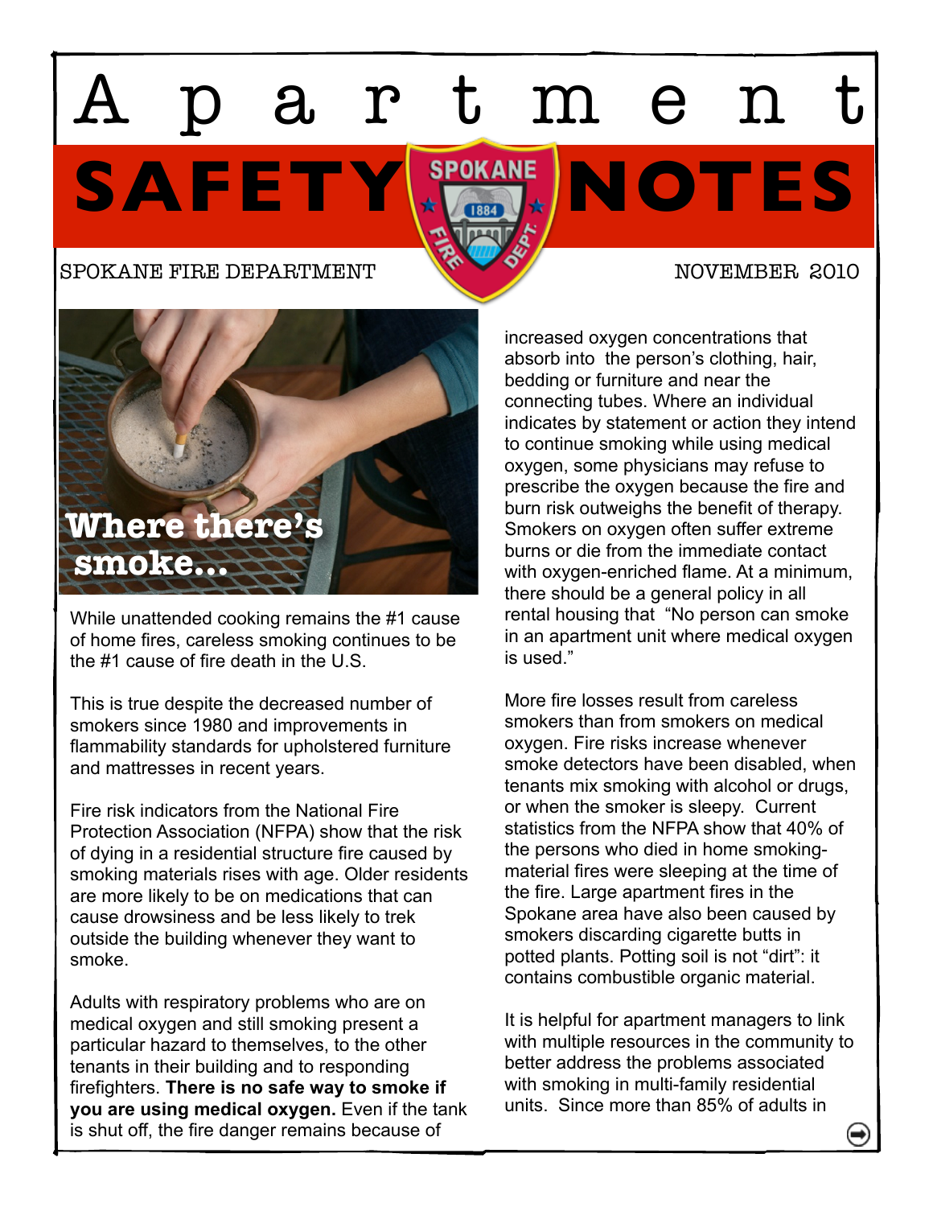# Apartment SAFETY NOTES

SPOKANE FIRE DEPARTMENT

NOVEMBER 2010

## Where there's smoke...

While unattended cooking remains the #1 cause of home fires, careless smoking continues to be the #1 cause of fire death in the U.S.

This is true despite the decreased number of smokers since 1980 and improvements in flammability standards for upholstered furniture and mattresses in recent years.

Fire risk indicators from the National Fire Protection Association (NFPA) show that the risk of dying in a residential structure fire caused by smoking materials rises with age. Older residents are more likely to be on medications that can cause drowsiness and be less likely to trek outside the building whenever they want to smoke.

Adults with respiratory problems who are on medical oxygen and still smoking present a particular hazard to themselves, to the other tenants in their building and to responding firefighters. **There is no safe way to smoke if you are using medical oxygen.** Even if the tank is shut off, the fire danger remains because of increased oxygen concentrations that absorb into the person's clothing, hair, bedding or furniture and near the connecting tubes. Where an individual indicates by statement or action they intend to continue smoking while using medical oxygen, some physicians may refuse to prescribe the oxygen because the fire and burn risk outweighs the benefit of therapy. Smokers on oxygen often suffer extreme burns or die from the immediate contact with oxygen-enriched flame. At a minimum, there should be a general policy in all rental housing that "No person can smoke in an apartment unit where medical oxygen is used."

More fire losses result from careless smokers than from smokers on medical oxygen. Fire risks increase whenever smoke detectors have been disabled, when tenants mix smoking with alcohol or drugs, or when the smoker is sleepy. Current statistics from the NFPA show that 40% of the persons who died in home smoking-material fires were sleeping at the time of the fire. Large apartment fires in the Spokane area have also been caused by smokers discarding cigarette butts in potted plants. Potting soil is not "dirt": it contains combustible organic material.

It is helpful for apartment managers to link with multiple resources in the community to better address the problems associated with smoking in multi-family residential units. Since more than 85% of adults in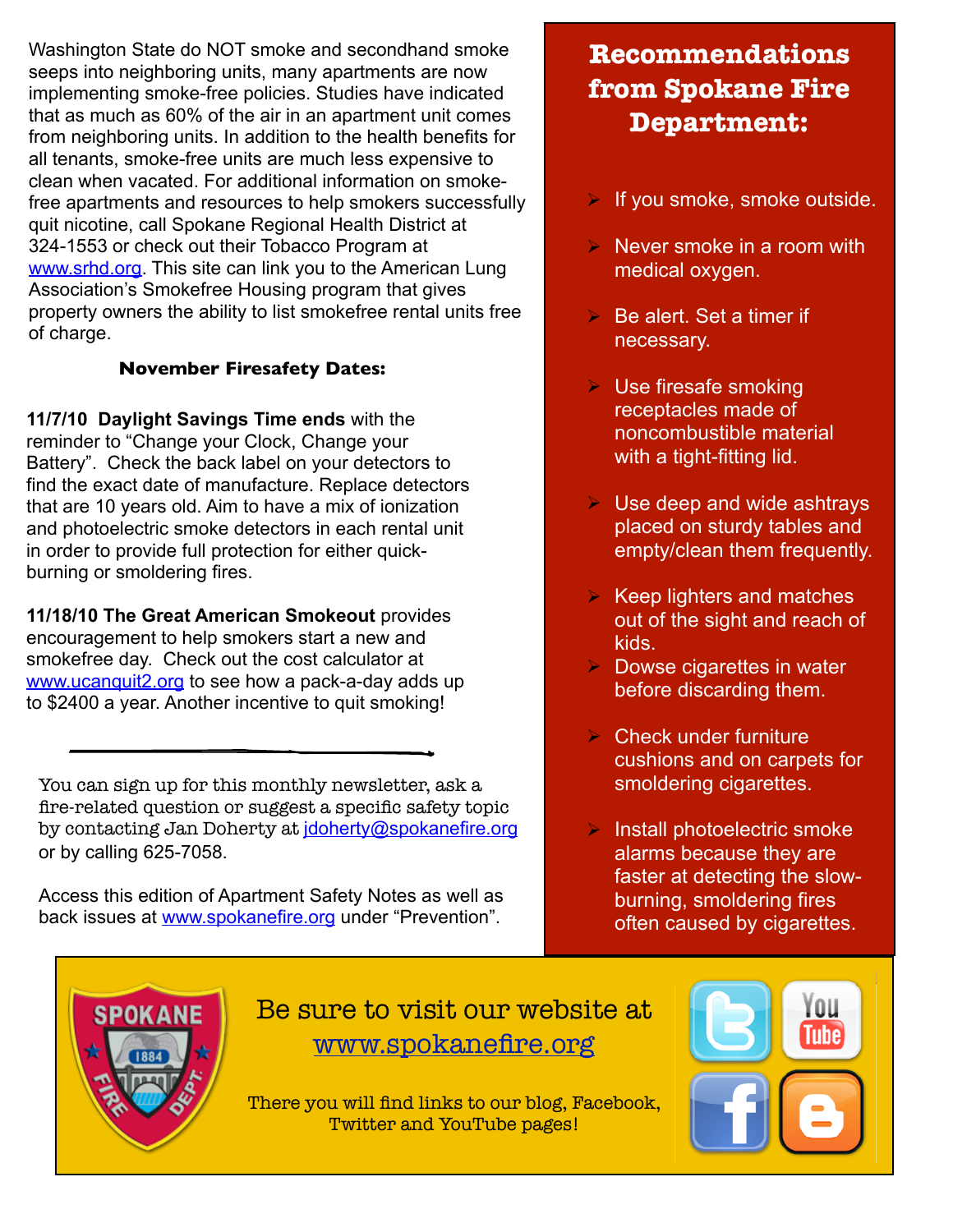Washington State do NOT smoke and secondhand smoke seeps into neighboring units, many apartments are now implementing smoke-free policies. Studies have indicated that as much as 60% of the air in an apartment unit comes from neighboring units. In addition to the health benefits for all tenants, smoke-free units are much less expensive to clean when vacated. For additional information on smoke-free apartments and resources to help smokers successfully quit nicotine, call Spokane Regional Health District at 324-1553 or check out their Tobacco Program at www.srhd.org. This site can link you to the American Lung Association's Smokefree Housing program that gives property owners the ability to list smokefree rental units free of charge.

### November Firesafety Dates:

**11/7/10 Daylight Savings Time ends** with the reminder to "Change your Clock, Change your Battery". Check the back label on your detectors to find the exact date of manufacture. Replace detectors that are 10 years old. Aim to have a mix of ionization and photoelectric smoke detectors in each rental unit in order to provide full protection for either quick-burning or smoldering fires.

**11/18/10 The Great American Smokeout** provides encouragement to help smokers start a new and smokefree day. Check out the cost calculator at www.ucanquit2.org to see how a pack-a-day adds up to $2400 a year. Another incentive to quit smoking!

---

You can sign up for this monthly newsletter, ask a fire-related question or suggest a specific safety topic by contacting Jan Doherty at jdoherty@spokanefire.org or by calling 625-7058.

Access this edition of Apartment Safety Notes as well as back issues at www.spokanefire.org under "Prevention".

## Recommendations from Spokane Fire Department:

- If you smoke, smoke outside.
- Never smoke in a room with medical oxygen.
- Be alert. Set a timer if necessary.
- Use firesafe smoking receptacles made of noncombustible material with a tight-fitting lid.
- Use deep and wide ashtrays placed on sturdy tables and empty/clean them frequently.
- Keep lighters and matches out of the sight and reach of kids.
- Dowse cigarettes in water before discarding them.
- Check under furniture cushions and on carpets for smoldering cigarettes.
- Install photoelectric smoke alarms because they are faster at detecting the slow-burning, smoldering fires often caused by cigarettes.

Be sure to visit our website at www.spokanefire.org

There you will find links to our blog, Facebook, Twitter and YouTube pages!